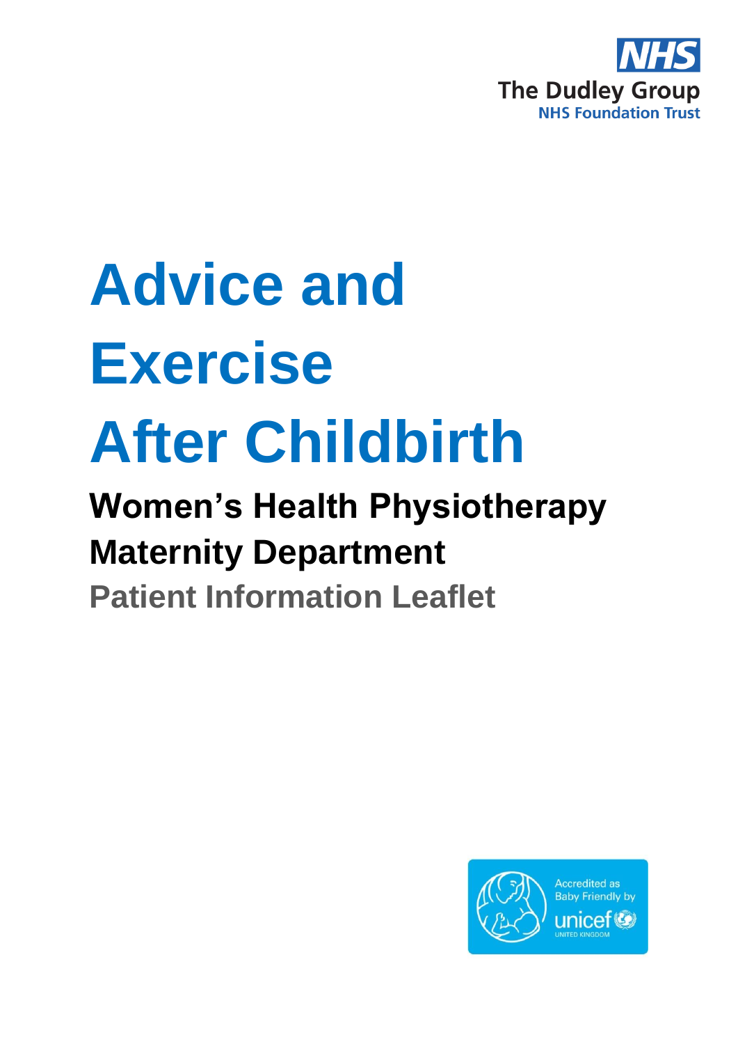NHS

The Dudley Group

NHS Foundation Trust

# Advice and Exercise After Childbirth

## Women's Health Physiotherapy

## Maternity Department

### Patient Information Leaflet

Accredited as Baby Friendly by unicef UNITED KINGDOM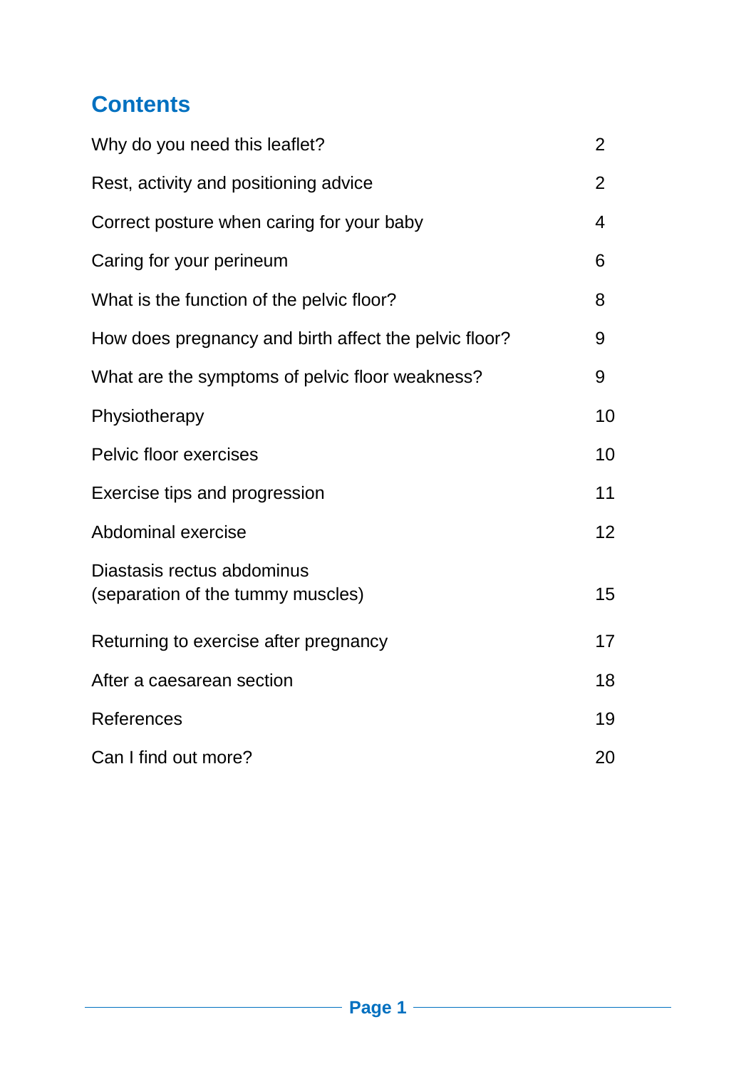## Contents

| | |
|---|---|
| Why do you need this leaflet? | 2 |
| Rest, activity and positioning advice | 2 |
| Correct posture when caring for your baby | 4 |
| Caring for your perineum | 6 |
| What is the function of the pelvic floor? | 8 |
| How does pregnancy and birth affect the pelvic floor? | 9 |
| What are the symptoms of pelvic floor weakness? | 9 |
| Physiotherapy | 10 |
| Pelvic floor exercises | 10 |
| Exercise tips and progression | 11 |
| Abdominal exercise | 12 |
| Diastasis rectus abdominus (separation of the tummy muscles) | 15 |
| Returning to exercise after pregnancy | 17 |
| After a caesarean section | 18 |
| References | 19 |
| Can I find out more? | 20 |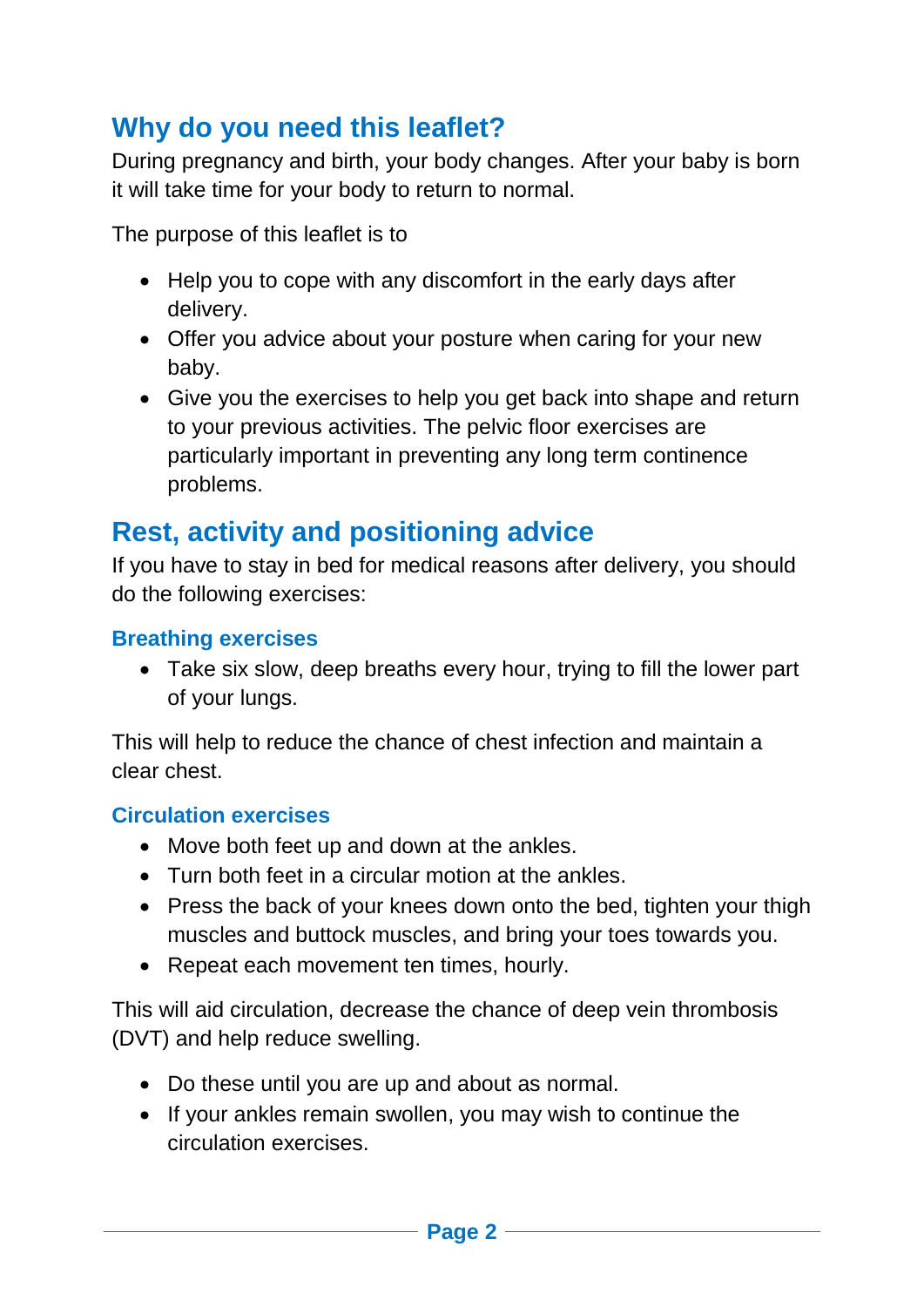## Why do you need this leaflet?

During pregnancy and birth, your body changes. After your baby is born it will take time for your body to return to normal.

The purpose of this leaflet is to

- Help you to cope with any discomfort in the early days after delivery.
- Offer you advice about your posture when caring for your new baby.
- Give you the exercises to help you get back into shape and return to your previous activities. The pelvic floor exercises are particularly important in preventing any long term continence problems.

## Rest, activity and positioning advice

If you have to stay in bed for medical reasons after delivery, you should do the following exercises:

### Breathing exercises

- Take six slow, deep breaths every hour, trying to fill the lower part of your lungs.

This will help to reduce the chance of chest infection and maintain a clear chest.

### Circulation exercises

- Move both feet up and down at the ankles.
- Turn both feet in a circular motion at the ankles.
- Press the back of your knees down onto the bed, tighten your thigh muscles and buttock muscles, and bring your toes towards you.
- Repeat each movement ten times, hourly.

This will aid circulation, decrease the chance of deep vein thrombosis (DVT) and help reduce swelling.

- Do these until you are up and about as normal.
- If your ankles remain swollen, you may wish to continue the circulation exercises.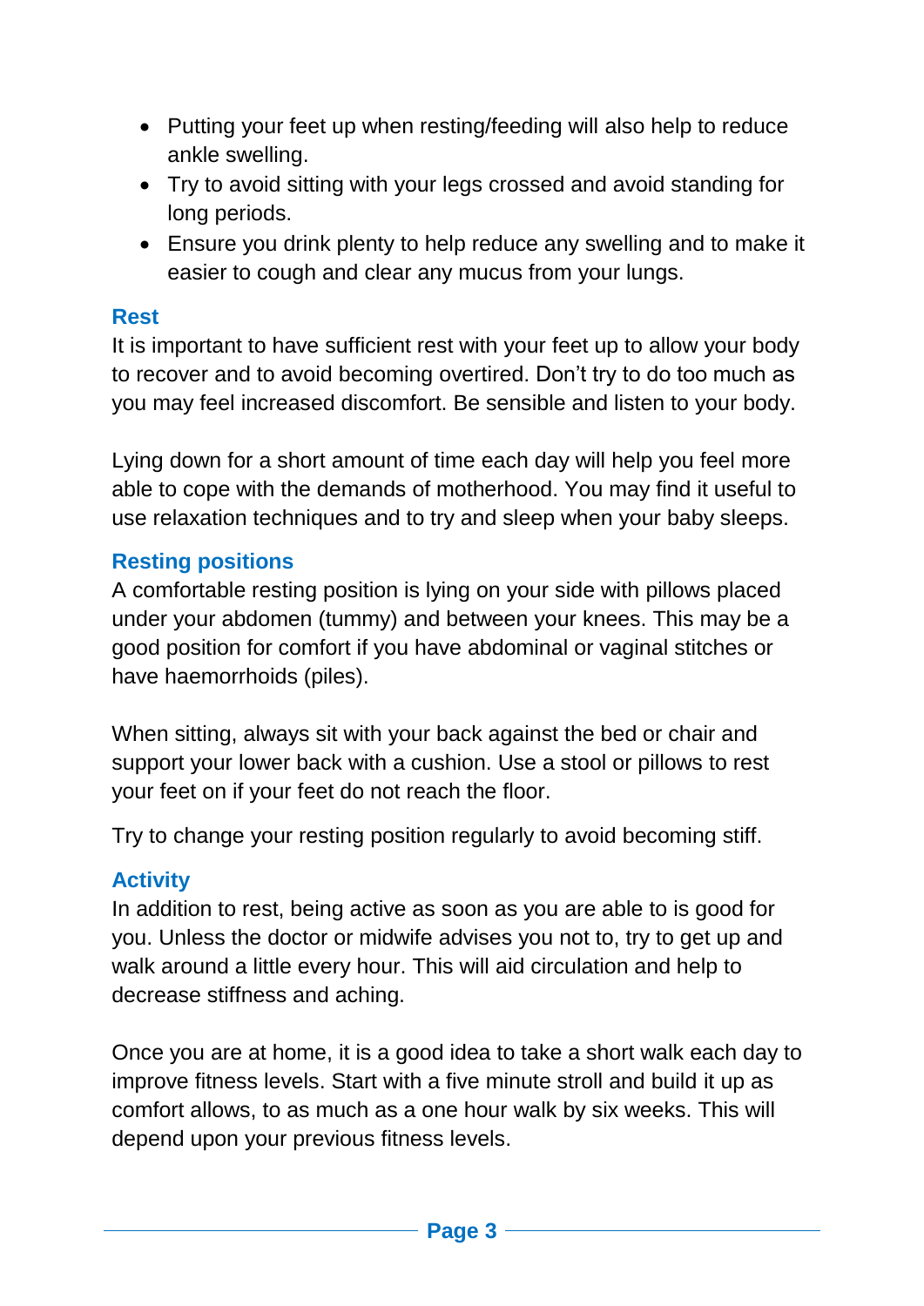- Putting your feet up when resting/feeding will also help to reduce ankle swelling.
- Try to avoid sitting with your legs crossed and avoid standing for long periods.
- Ensure you drink plenty to help reduce any swelling and to make it easier to cough and clear any mucus from your lungs.

## Rest

It is important to have sufficient rest with your feet up to allow your body to recover and to avoid becoming overtired. Don't try to do too much as you may feel increased discomfort. Be sensible and listen to your body.

Lying down for a short amount of time each day will help you feel more able to cope with the demands of motherhood. You may find it useful to use relaxation techniques and to try and sleep when your baby sleeps.

## Resting positions

A comfortable resting position is lying on your side with pillows placed under your abdomen (tummy) and between your knees. This may be a good position for comfort if you have abdominal or vaginal stitches or have haemorrhoids (piles).

When sitting, always sit with your back against the bed or chair and support your lower back with a cushion. Use a stool or pillows to rest your feet on if your feet do not reach the floor.

Try to change your resting position regularly to avoid becoming stiff.

## Activity

In addition to rest, being active as soon as you are able to is good for you. Unless the doctor or midwife advises you not to, try to get up and walk around a little every hour. This will aid circulation and help to decrease stiffness and aching.

Once you are at home, it is a good idea to take a short walk each day to improve fitness levels. Start with a five minute stroll and build it up as comfort allows, to as much as a one hour walk by six weeks. This will depend upon your previous fitness levels.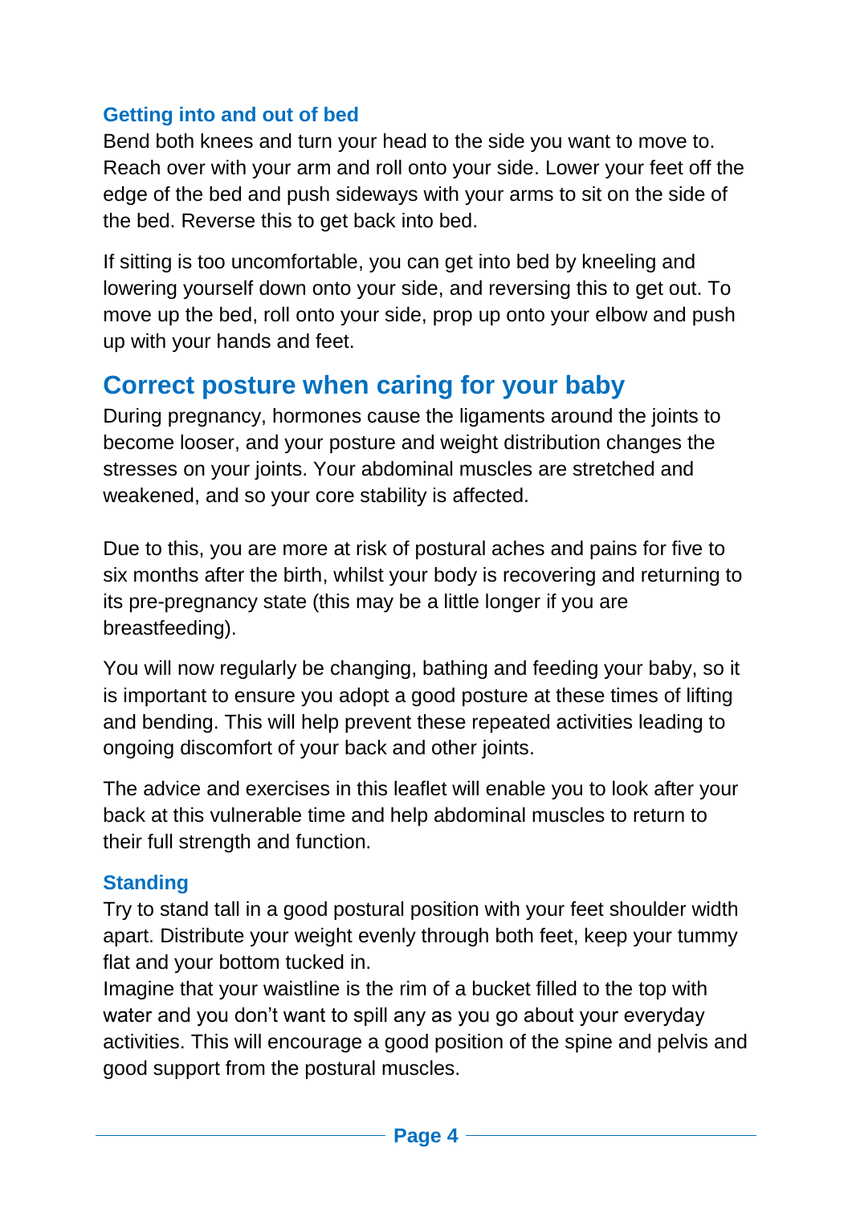### Getting into and out of bed

Bend both knees and turn your head to the side you want to move to. Reach over with your arm and roll onto your side. Lower your feet off the edge of the bed and push sideways with your arms to sit on the side of the bed. Reverse this to get back into bed.

If sitting is too uncomfortable, you can get into bed by kneeling and lowering yourself down onto your side, and reversing this to get out. To move up the bed, roll onto your side, prop up onto your elbow and push up with your hands and feet.

## Correct posture when caring for your baby

During pregnancy, hormones cause the ligaments around the joints to become looser, and your posture and weight distribution changes the stresses on your joints. Your abdominal muscles are stretched and weakened, and so your core stability is affected.

Due to this, you are more at risk of postural aches and pains for five to six months after the birth, whilst your body is recovering and returning to its pre-pregnancy state (this may be a little longer if you are breastfeeding).

You will now regularly be changing, bathing and feeding your baby, so it is important to ensure you adopt a good posture at these times of lifting and bending. This will help prevent these repeated activities leading to ongoing discomfort of your back and other joints.

The advice and exercises in this leaflet will enable you to look after your back at this vulnerable time and help abdominal muscles to return to their full strength and function.

### Standing

Try to stand tall in a good postural position with your feet shoulder width apart. Distribute your weight evenly through both feet, keep your tummy flat and your bottom tucked in.
Imagine that your waistline is the rim of a bucket filled to the top with water and you don't want to spill any as you go about your everyday activities. This will encourage a good position of the spine and pelvis and good support from the postural muscles.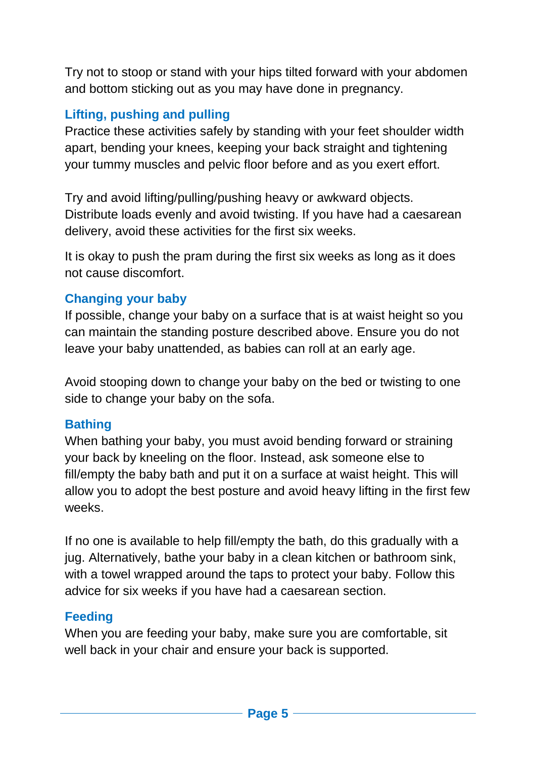Try not to stoop or stand with your hips tilted forward with your abdomen and bottom sticking out as you may have done in pregnancy.

### Lifting, pushing and pulling

Practice these activities safely by standing with your feet shoulder width apart, bending your knees, keeping your back straight and tightening your tummy muscles and pelvic floor before and as you exert effort.

Try and avoid lifting/pulling/pushing heavy or awkward objects. Distribute loads evenly and avoid twisting. If you have had a caesarean delivery, avoid these activities for the first six weeks.

It is okay to push the pram during the first six weeks as long as it does not cause discomfort.

### Changing your baby

If possible, change your baby on a surface that is at waist height so you can maintain the standing posture described above. Ensure you do not leave your baby unattended, as babies can roll at an early age.

Avoid stooping down to change your baby on the bed or twisting to one side to change your baby on the sofa.

### Bathing

When bathing your baby, you must avoid bending forward or straining your back by kneeling on the floor. Instead, ask someone else to fill/empty the baby bath and put it on a surface at waist height. This will allow you to adopt the best posture and avoid heavy lifting in the first few weeks.

If no one is available to help fill/empty the bath, do this gradually with a jug. Alternatively, bathe your baby in a clean kitchen or bathroom sink, with a towel wrapped around the taps to protect your baby. Follow this advice for six weeks if you have had a caesarean section.

### Feeding

When you are feeding your baby, make sure you are comfortable, sit well back in your chair and ensure your back is supported.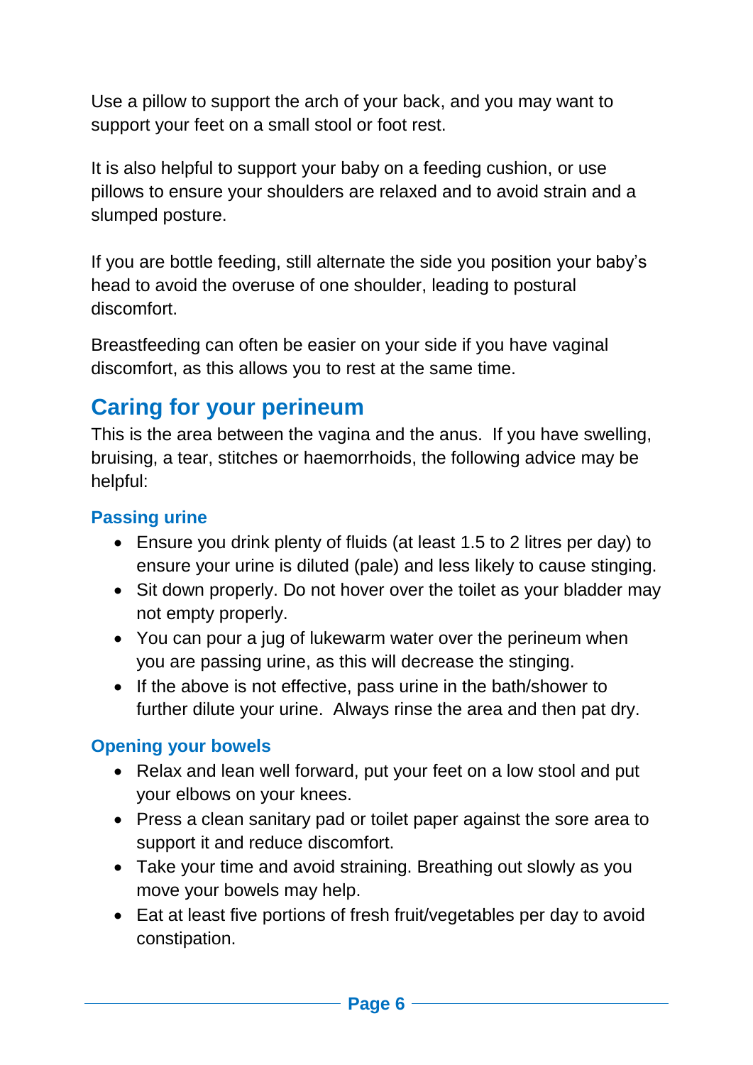Use a pillow to support the arch of your back, and you may want to support your feet on a small stool or foot rest.

It is also helpful to support your baby on a feeding cushion, or use pillows to ensure your shoulders are relaxed and to avoid strain and a slumped posture.

If you are bottle feeding, still alternate the side you position your baby's head to avoid the overuse of one shoulder, leading to postural discomfort.

Breastfeeding can often be easier on your side if you have vaginal discomfort, as this allows you to rest at the same time.

## Caring for your perineum

This is the area between the vagina and the anus. If you have swelling, bruising, a tear, stitches or haemorrhoids, the following advice may be helpful:

### Passing urine

- Ensure you drink plenty of fluids (at least 1.5 to 2 litres per day) to ensure your urine is diluted (pale) and less likely to cause stinging.
- Sit down properly. Do not hover over the toilet as your bladder may not empty properly.
- You can pour a jug of lukewarm water over the perineum when you are passing urine, as this will decrease the stinging.
- If the above is not effective, pass urine in the bath/shower to further dilute your urine. Always rinse the area and then pat dry.

### Opening your bowels

- Relax and lean well forward, put your feet on a low stool and put your elbows on your knees.
- Press a clean sanitary pad or toilet paper against the sore area to support it and reduce discomfort.
- Take your time and avoid straining. Breathing out slowly as you move your bowels may help.
- Eat at least five portions of fresh fruit/vegetables per day to avoid constipation.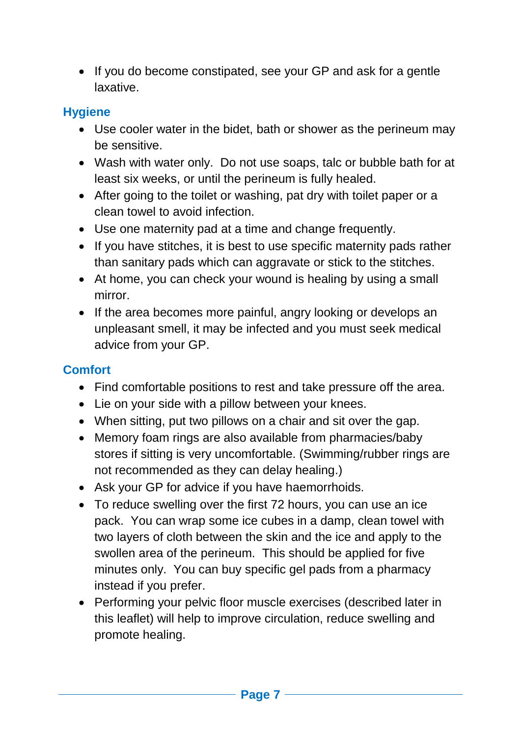- If you do become constipated, see your GP and ask for a gentle laxative.

## Hygiene

- Use cooler water in the bidet, bath or shower as the perineum may be sensitive.
- Wash with water only. Do not use soaps, talc or bubble bath for at least six weeks, or until the perineum is fully healed.
- After going to the toilet or washing, pat dry with toilet paper or a clean towel to avoid infection.
- Use one maternity pad at a time and change frequently.
- If you have stitches, it is best to use specific maternity pads rather than sanitary pads which can aggravate or stick to the stitches.
- At home, you can check your wound is healing by using a small mirror.
- If the area becomes more painful, angry looking or develops an unpleasant smell, it may be infected and you must seek medical advice from your GP.

## Comfort

- Find comfortable positions to rest and take pressure off the area.
- Lie on your side with a pillow between your knees.
- When sitting, put two pillows on a chair and sit over the gap.
- Memory foam rings are also available from pharmacies/baby stores if sitting is very uncomfortable. (Swimming/rubber rings are not recommended as they can delay healing.)
- Ask your GP for advice if you have haemorrhoids.
- To reduce swelling over the first 72 hours, you can use an ice pack. You can wrap some ice cubes in a damp, clean towel with two layers of cloth between the skin and the ice and apply to the swollen area of the perineum. This should be applied for five minutes only. You can buy specific gel pads from a pharmacy instead if you prefer.
- Performing your pelvic floor muscle exercises (described later in this leaflet) will help to improve circulation, reduce swelling and promote healing.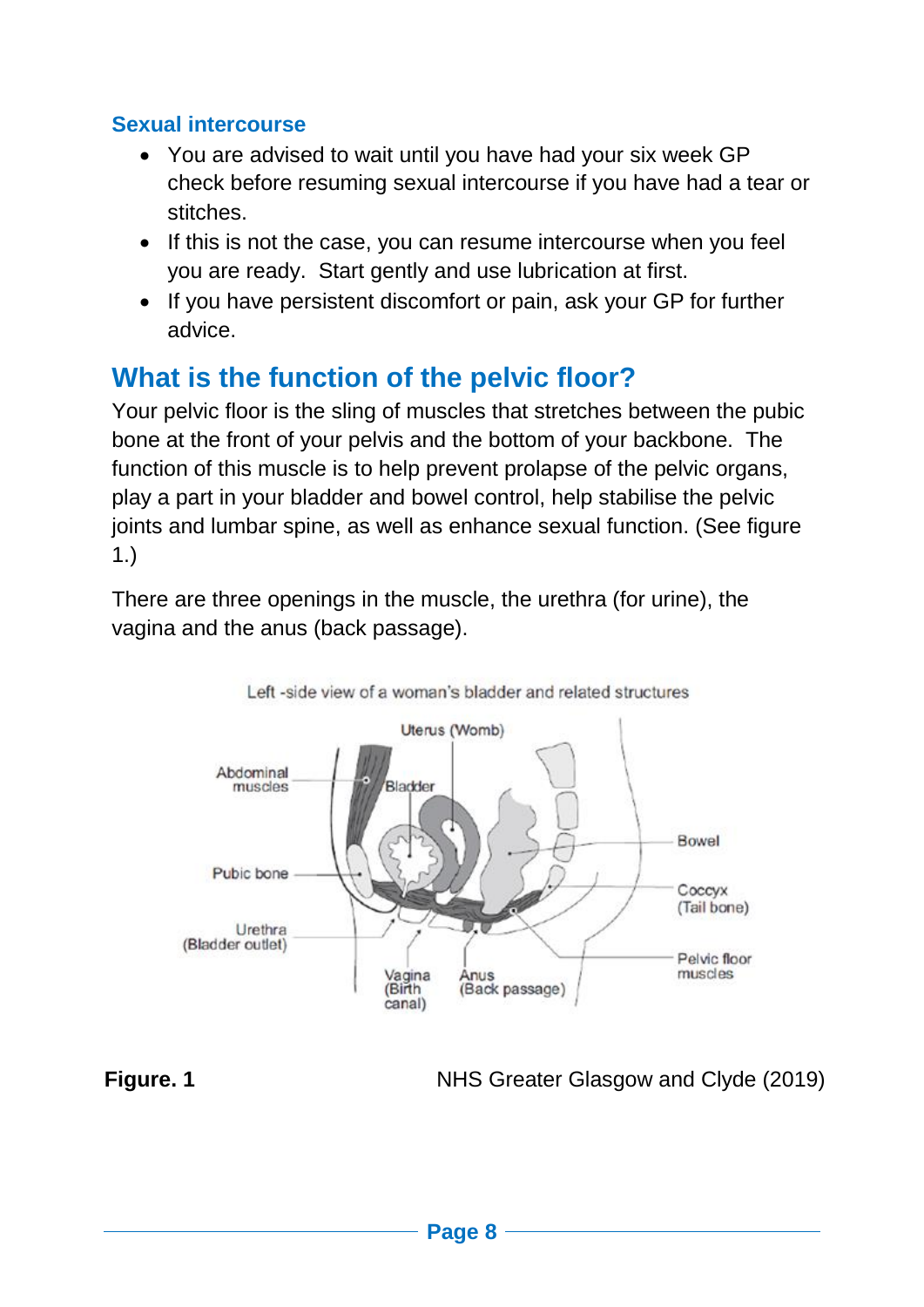### Sexual intercourse

- You are advised to wait until you have had your six week GP check before resuming sexual intercourse if you have had a tear or stitches.
- If this is not the case, you can resume intercourse when you feel you are ready. Start gently and use lubrication at first.
- If you have persistent discomfort or pain, ask your GP for further advice.

## What is the function of the pelvic floor?

Your pelvic floor is the sling of muscles that stretches between the pubic bone at the front of your pelvis and the bottom of your backbone. The function of this muscle is to help prevent prolapse of the pelvic organs, play a part in your bladder and bowel control, help stabilise the pelvic joints and lumbar spine, as well as enhance sexual function. (See figure 1.)

There are three openings in the muscle, the urethra (for urine), the vagina and the anus (back passage).

Left -side view of a woman's bladder and related structures

Uterus (Womb), Abdominal muscles, Bladder, Bowel, Pubic bone, Coccyx (Tail bone), Urethra (Bladder outlet), Pelvic floor muscles, Vagina (Birth canal), Anus (Back passage)

**Figure. 1** NHS Greater Glasgow and Clyde (2019)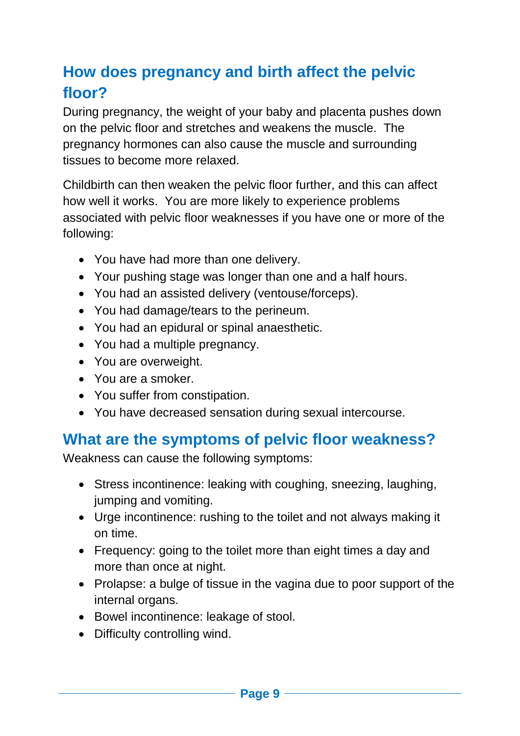## How does pregnancy and birth affect the pelvic floor?

During pregnancy, the weight of your baby and placenta pushes down on the pelvic floor and stretches and weakens the muscle. The pregnancy hormones can also cause the muscle and surrounding tissues to become more relaxed.

Childbirth can then weaken the pelvic floor further, and this can affect how well it works. You are more likely to experience problems associated with pelvic floor weaknesses if you have one or more of the following:

- You have had more than one delivery.
- Your pushing stage was longer than one and a half hours.
- You had an assisted delivery (ventouse/forceps).
- You had damage/tears to the perineum.
- You had an epidural or spinal anaesthetic.
- You had a multiple pregnancy.
- You are overweight.
- You are a smoker.
- You suffer from constipation.
- You have decreased sensation during sexual intercourse.

## What are the symptoms of pelvic floor weakness?

Weakness can cause the following symptoms:

- Stress incontinence: leaking with coughing, sneezing, laughing, jumping and vomiting.
- Urge incontinence: rushing to the toilet and not always making it on time.
- Frequency: going to the toilet more than eight times a day and more than once at night.
- Prolapse: a bulge of tissue in the vagina due to poor support of the internal organs.
- Bowel incontinence: leakage of stool.
- Difficulty controlling wind.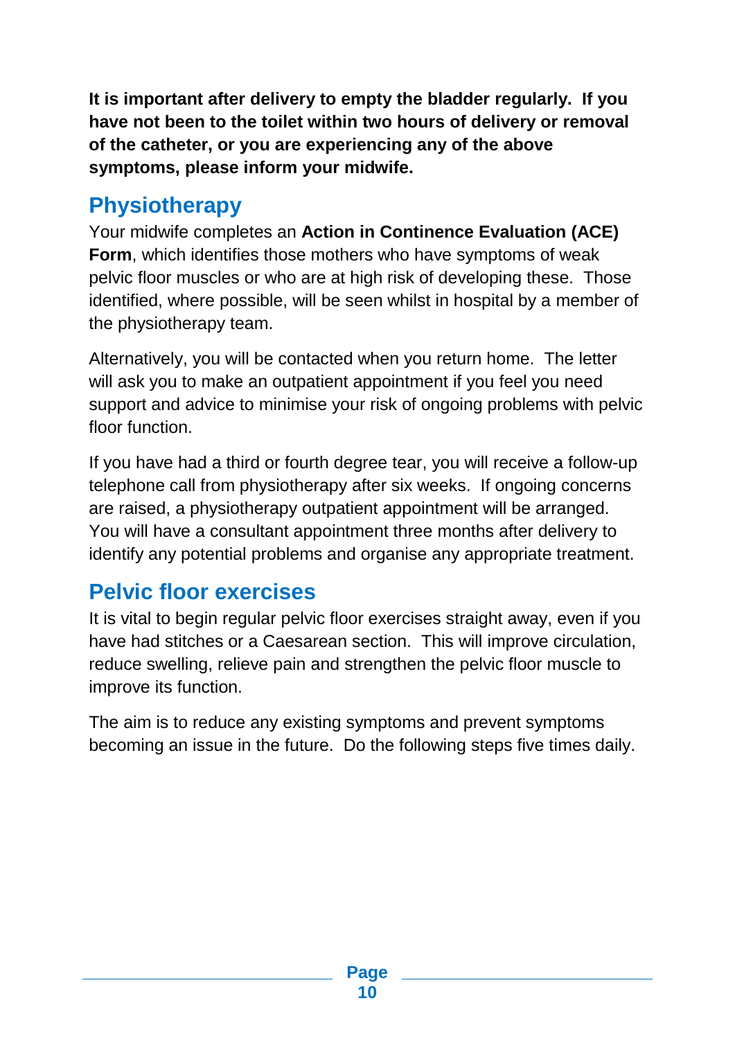**It is important after delivery to empty the bladder regularly. If you have not been to the toilet within two hours of delivery or removal of the catheter, or you are experiencing any of the above symptoms, please inform your midwife.**

## Physiotherapy

Your midwife completes an **Action in Continence Evaluation (ACE) Form**, which identifies those mothers who have symptoms of weak pelvic floor muscles or who are at high risk of developing these. Those identified, where possible, will be seen whilst in hospital by a member of the physiotherapy team.

Alternatively, you will be contacted when you return home. The letter will ask you to make an outpatient appointment if you feel you need support and advice to minimise your risk of ongoing problems with pelvic floor function.

If you have had a third or fourth degree tear, you will receive a follow-up telephone call from physiotherapy after six weeks. If ongoing concerns are raised, a physiotherapy outpatient appointment will be arranged. You will have a consultant appointment three months after delivery to identify any potential problems and organise any appropriate treatment.

## Pelvic floor exercises

It is vital to begin regular pelvic floor exercises straight away, even if you have had stitches or a Caesarean section. This will improve circulation, reduce swelling, relieve pain and strengthen the pelvic floor muscle to improve its function.

The aim is to reduce any existing symptoms and prevent symptoms becoming an issue in the future. Do the following steps five times daily.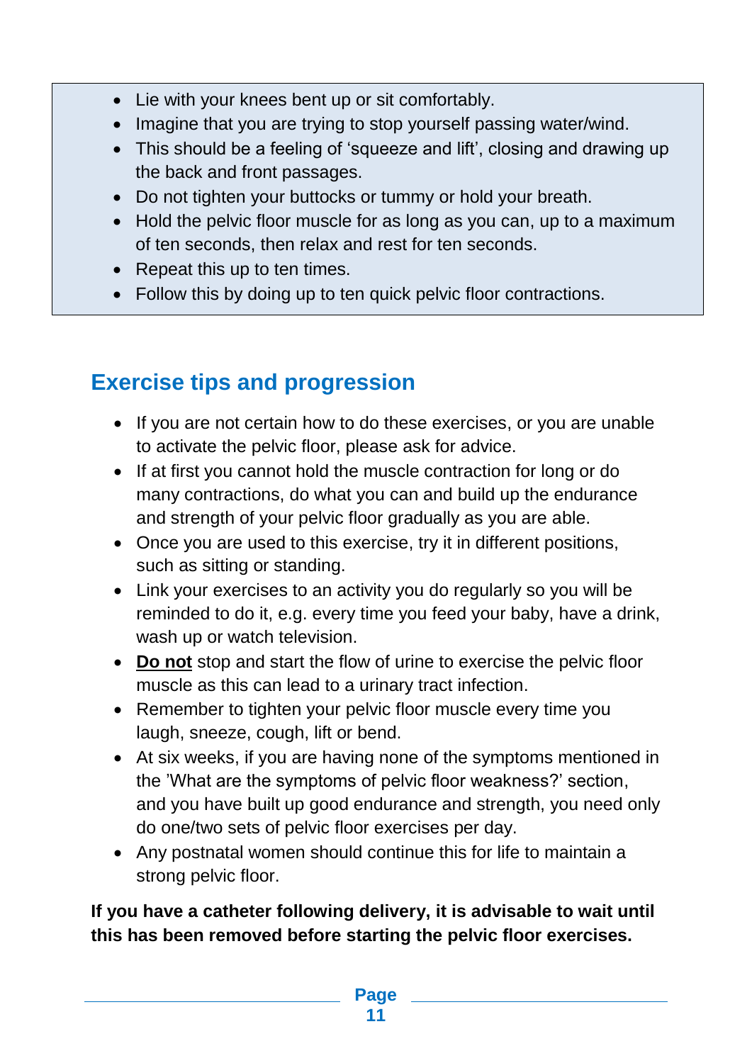- Lie with your knees bent up or sit comfortably.
- Imagine that you are trying to stop yourself passing water/wind.
- This should be a feeling of 'squeeze and lift', closing and drawing up the back and front passages.
- Do not tighten your buttocks or tummy or hold your breath.
- Hold the pelvic floor muscle for as long as you can, up to a maximum of ten seconds, then relax and rest for ten seconds.
- Repeat this up to ten times.
- Follow this by doing up to ten quick pelvic floor contractions.

## Exercise tips and progression

- If you are not certain how to do these exercises, or you are unable to activate the pelvic floor, please ask for advice.
- If at first you cannot hold the muscle contraction for long or do many contractions, do what you can and build up the endurance and strength of your pelvic floor gradually as you are able.
- Once you are used to this exercise, try it in different positions, such as sitting or standing.
- Link your exercises to an activity you do regularly so you will be reminded to do it, e.g. every time you feed your baby, have a drink, wash up or watch television.
- <u>**Do not**</u> stop and start the flow of urine to exercise the pelvic floor muscle as this can lead to a urinary tract infection.
- Remember to tighten your pelvic floor muscle every time you laugh, sneeze, cough, lift or bend.
- At six weeks, if you are having none of the symptoms mentioned in the 'What are the symptoms of pelvic floor weakness?' section, and you have built up good endurance and strength, you need only do one/two sets of pelvic floor exercises per day.
- Any postnatal women should continue this for life to maintain a strong pelvic floor.

**If you have a catheter following delivery, it is advisable to wait until this has been removed before starting the pelvic floor exercises.**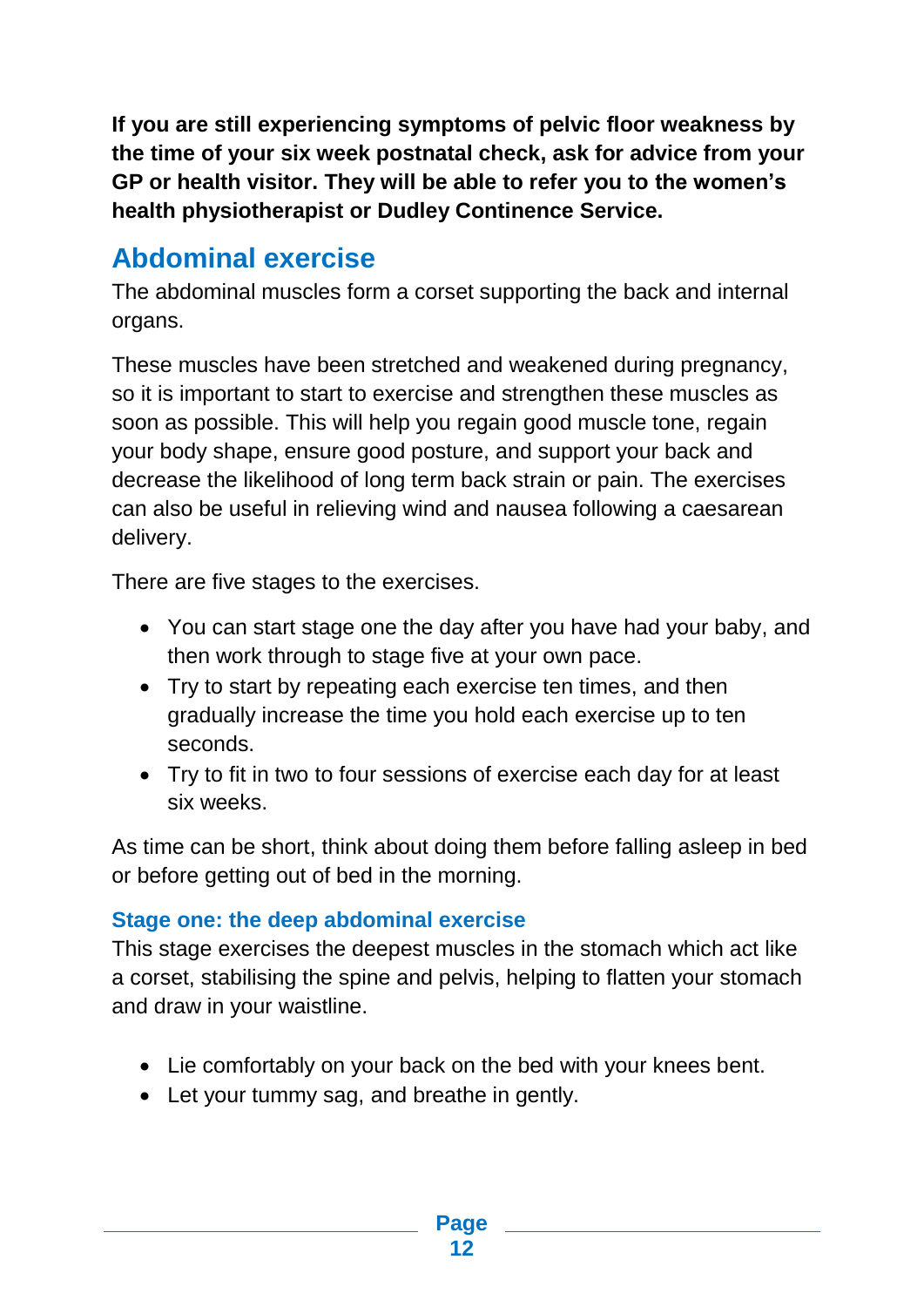**If you are still experiencing symptoms of pelvic floor weakness by the time of your six week postnatal check, ask for advice from your GP or health visitor. They will be able to refer you to the women's health physiotherapist or Dudley Continence Service.**

## Abdominal exercise

The abdominal muscles form a corset supporting the back and internal organs.

These muscles have been stretched and weakened during pregnancy, so it is important to start to exercise and strengthen these muscles as soon as possible. This will help you regain good muscle tone, regain your body shape, ensure good posture, and support your back and decrease the likelihood of long term back strain or pain. The exercises can also be useful in relieving wind and nausea following a caesarean delivery.

There are five stages to the exercises.

- You can start stage one the day after you have had your baby, and then work through to stage five at your own pace.
- Try to start by repeating each exercise ten times, and then gradually increase the time you hold each exercise up to ten seconds.
- Try to fit in two to four sessions of exercise each day for at least six weeks.

As time can be short, think about doing them before falling asleep in bed or before getting out of bed in the morning.

### Stage one: the deep abdominal exercise

This stage exercises the deepest muscles in the stomach which act like a corset, stabilising the spine and pelvis, helping to flatten your stomach and draw in your waistline.

- Lie comfortably on your back on the bed with your knees bent.
- Let your tummy sag, and breathe in gently.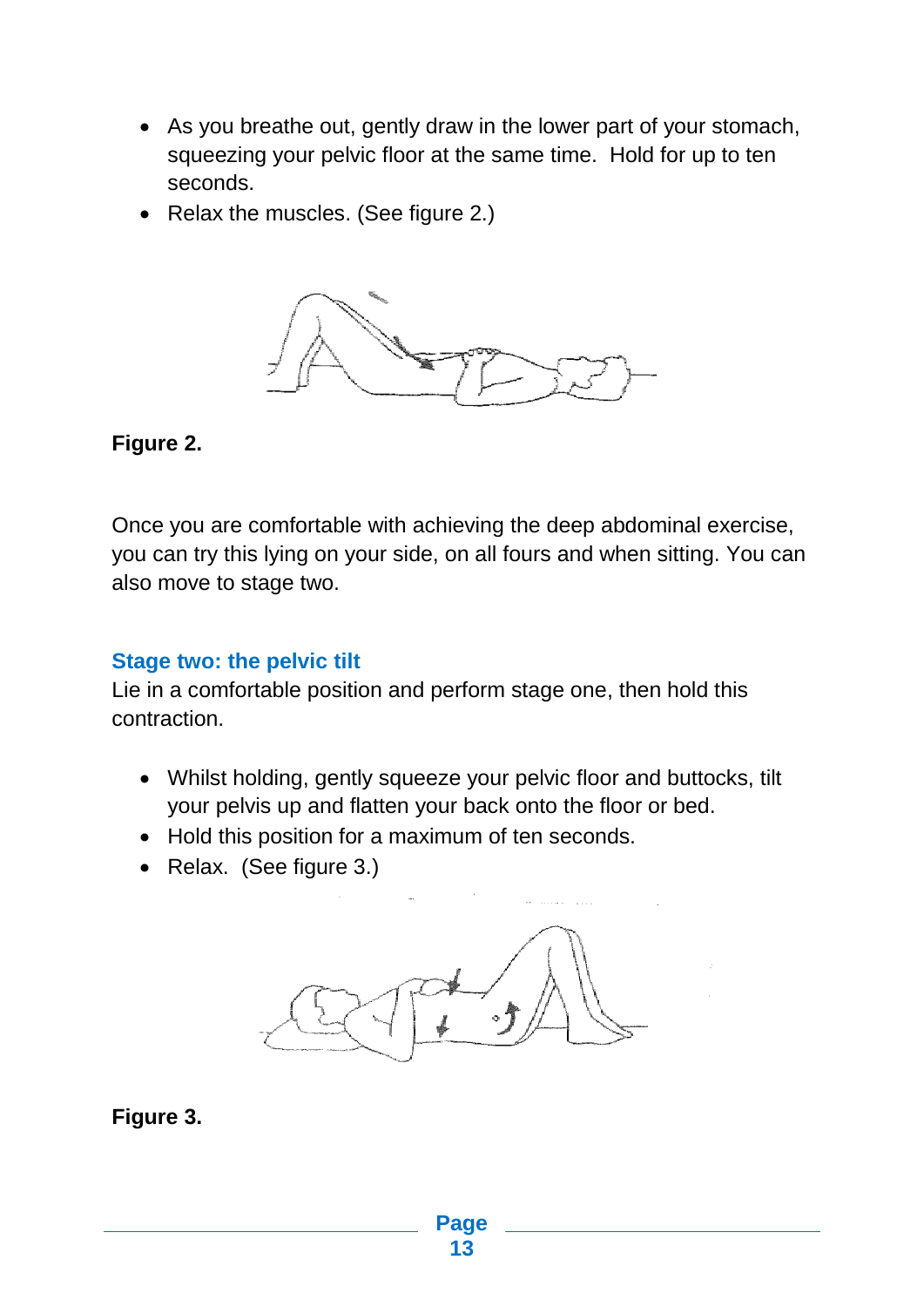- As you breathe out, gently draw in the lower part of your stomach, squeezing your pelvic floor at the same time. Hold for up to ten seconds.
- Relax the muscles. (See figure 2.)

**Figure 2.**

Once you are comfortable with achieving the deep abdominal exercise, you can try this lying on your side, on all fours and when sitting. You can also move to stage two.

### Stage two: the pelvic tilt

Lie in a comfortable position and perform stage one, then hold this contraction.

- Whilst holding, gently squeeze your pelvic floor and buttocks, tilt your pelvis up and flatten your back onto the floor or bed.
- Hold this position for a maximum of ten seconds.
- Relax. (See figure 3.)

**Figure 3.**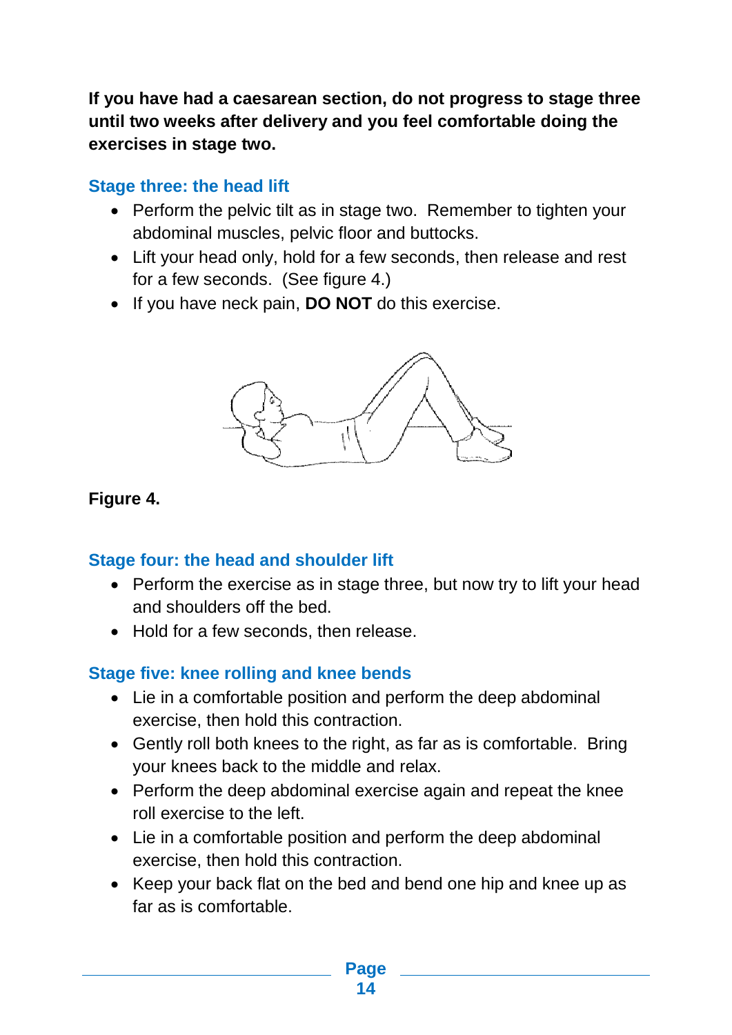**If you have had a caesarean section, do not progress to stage three until two weeks after delivery and you feel comfortable doing the exercises in stage two.**

### Stage three: the head lift

- Perform the pelvic tilt as in stage two. Remember to tighten your abdominal muscles, pelvic floor and buttocks.
- Lift your head only, hold for a few seconds, then release and rest for a few seconds. (See figure 4.)
- If you have neck pain, **DO NOT** do this exercise.

**Figure 4.**

### Stage four: the head and shoulder lift

- Perform the exercise as in stage three, but now try to lift your head and shoulders off the bed.
- Hold for a few seconds, then release.

### Stage five: knee rolling and knee bends

- Lie in a comfortable position and perform the deep abdominal exercise, then hold this contraction.
- Gently roll both knees to the right, as far as is comfortable. Bring your knees back to the middle and relax.
- Perform the deep abdominal exercise again and repeat the knee roll exercise to the left.
- Lie in a comfortable position and perform the deep abdominal exercise, then hold this contraction.
- Keep your back flat on the bed and bend one hip and knee up as far as is comfortable.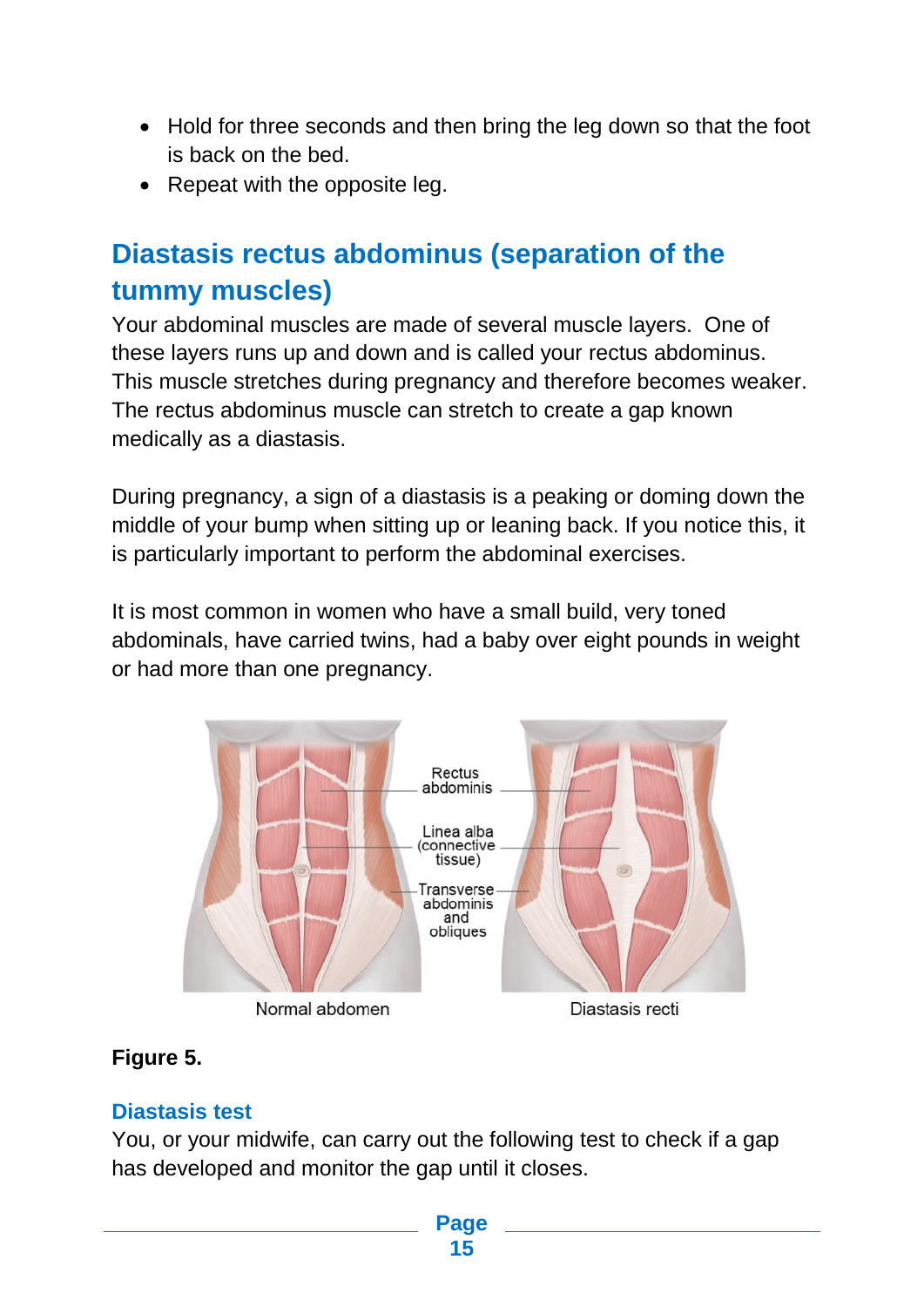- Hold for three seconds and then bring the leg down so that the foot is back on the bed.
- Repeat with the opposite leg.

## Diastasis rectus abdominus (separation of the tummy muscles)

Your abdominal muscles are made of several muscle layers. One of these layers runs up and down and is called your rectus abdominus. This muscle stretches during pregnancy and therefore becomes weaker. The rectus abdominus muscle can stretch to create a gap known medically as a diastasis.

During pregnancy, a sign of a diastasis is a peaking or doming down the middle of your bump when sitting up or leaning back. If you notice this, it is particularly important to perform the abdominal exercises.

It is most common in women who have a small build, very toned abdominals, have carried twins, had a baby over eight pounds in weight or had more than one pregnancy.

Rectus abdominis

Linea alba (connective tissue)

Transverse abdominis and obliques

Normal abdomen

Diastasis recti

**Figure 5.**

### Diastasis test

You, or your midwife, can carry out the following test to check if a gap has developed and monitor the gap until it closes.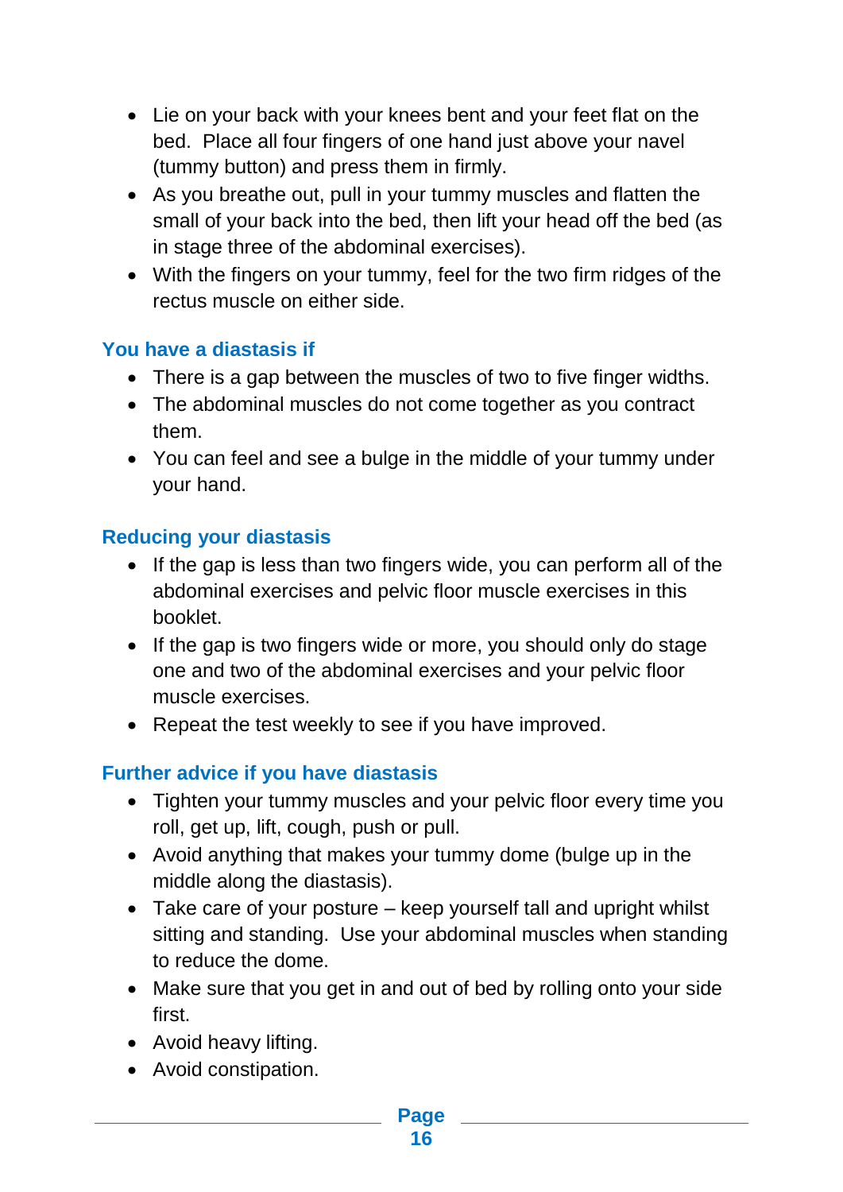- Lie on your back with your knees bent and your feet flat on the bed. Place all four fingers of one hand just above your navel (tummy button) and press them in firmly.
- As you breathe out, pull in your tummy muscles and flatten the small of your back into the bed, then lift your head off the bed (as in stage three of the abdominal exercises).
- With the fingers on your tummy, feel for the two firm ridges of the rectus muscle on either side.

### You have a diastasis if

- There is a gap between the muscles of two to five finger widths.
- The abdominal muscles do not come together as you contract them.
- You can feel and see a bulge in the middle of your tummy under your hand.

### Reducing your diastasis

- If the gap is less than two fingers wide, you can perform all of the abdominal exercises and pelvic floor muscle exercises in this booklet.
- If the gap is two fingers wide or more, you should only do stage one and two of the abdominal exercises and your pelvic floor muscle exercises.
- Repeat the test weekly to see if you have improved.

### Further advice if you have diastasis

- Tighten your tummy muscles and your pelvic floor every time you roll, get up, lift, cough, push or pull.
- Avoid anything that makes your tummy dome (bulge up in the middle along the diastasis).
- Take care of your posture – keep yourself tall and upright whilst sitting and standing. Use your abdominal muscles when standing to reduce the dome.
- Make sure that you get in and out of bed by rolling onto your side first.
- Avoid heavy lifting.
- Avoid constipation.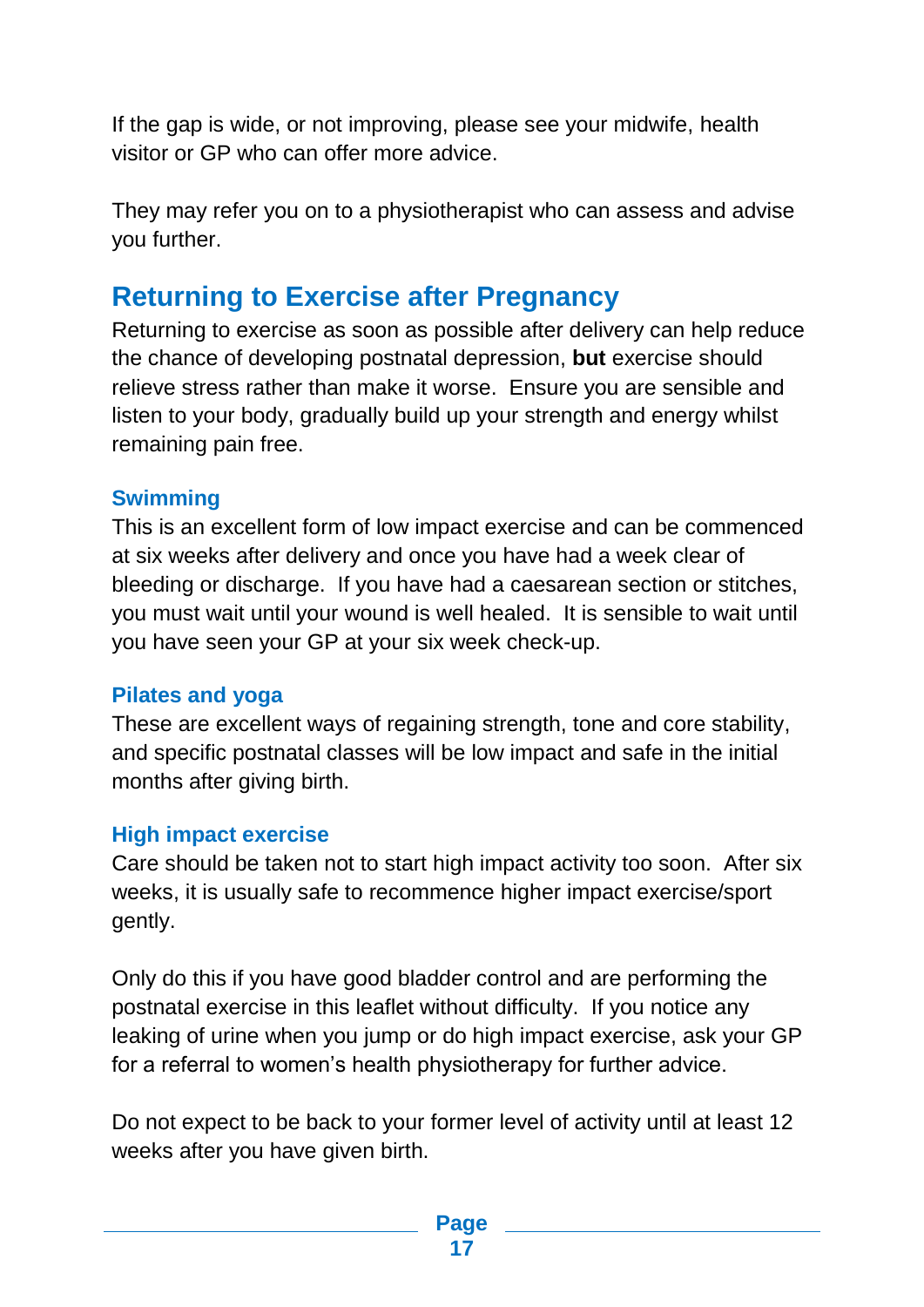If the gap is wide, or not improving, please see your midwife, health visitor or GP who can offer more advice.

They may refer you on to a physiotherapist who can assess and advise you further.

## Returning to Exercise after Pregnancy

Returning to exercise as soon as possible after delivery can help reduce the chance of developing postnatal depression, **but** exercise should relieve stress rather than make it worse. Ensure you are sensible and listen to your body, gradually build up your strength and energy whilst remaining pain free.

### Swimming

This is an excellent form of low impact exercise and can be commenced at six weeks after delivery and once you have had a week clear of bleeding or discharge. If you have had a caesarean section or stitches, you must wait until your wound is well healed. It is sensible to wait until you have seen your GP at your six week check-up.

### Pilates and yoga

These are excellent ways of regaining strength, tone and core stability, and specific postnatal classes will be low impact and safe in the initial months after giving birth.

### High impact exercise

Care should be taken not to start high impact activity too soon. After six weeks, it is usually safe to recommence higher impact exercise/sport gently.

Only do this if you have good bladder control and are performing the postnatal exercise in this leaflet without difficulty. If you notice any leaking of urine when you jump or do high impact exercise, ask your GP for a referral to women's health physiotherapy for further advice.

Do not expect to be back to your former level of activity until at least 12 weeks after you have given birth.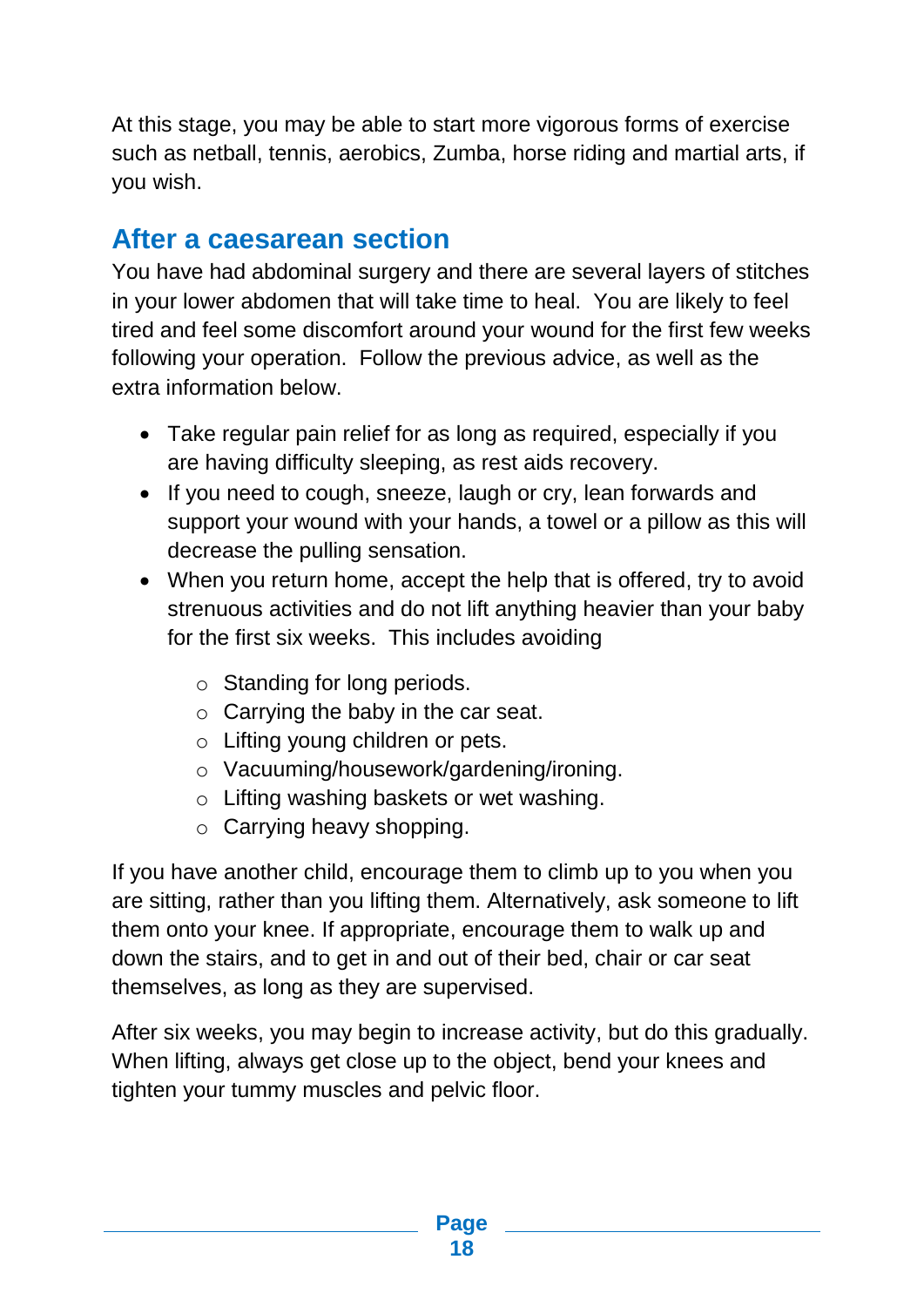At this stage, you may be able to start more vigorous forms of exercise such as netball, tennis, aerobics, Zumba, horse riding and martial arts, if you wish.

## After a caesarean section

You have had abdominal surgery and there are several layers of stitches in your lower abdomen that will take time to heal. You are likely to feel tired and feel some discomfort around your wound for the first few weeks following your operation. Follow the previous advice, as well as the extra information below.

- Take regular pain relief for as long as required, especially if you are having difficulty sleeping, as rest aids recovery.
- If you need to cough, sneeze, laugh or cry, lean forwards and support your wound with your hands, a towel or a pillow as this will decrease the pulling sensation.
- When you return home, accept the help that is offered, try to avoid strenuous activities and do not lift anything heavier than your baby for the first six weeks. This includes avoiding
    - Standing for long periods.
    - Carrying the baby in the car seat.
    - Lifting young children or pets.
    - Vacuuming/housework/gardening/ironing.
    - Lifting washing baskets or wet washing.
    - Carrying heavy shopping.

If you have another child, encourage them to climb up to you when you are sitting, rather than you lifting them. Alternatively, ask someone to lift them onto your knee. If appropriate, encourage them to walk up and down the stairs, and to get in and out of their bed, chair or car seat themselves, as long as they are supervised.

After six weeks, you may begin to increase activity, but do this gradually. When lifting, always get close up to the object, bend your knees and tighten your tummy muscles and pelvic floor.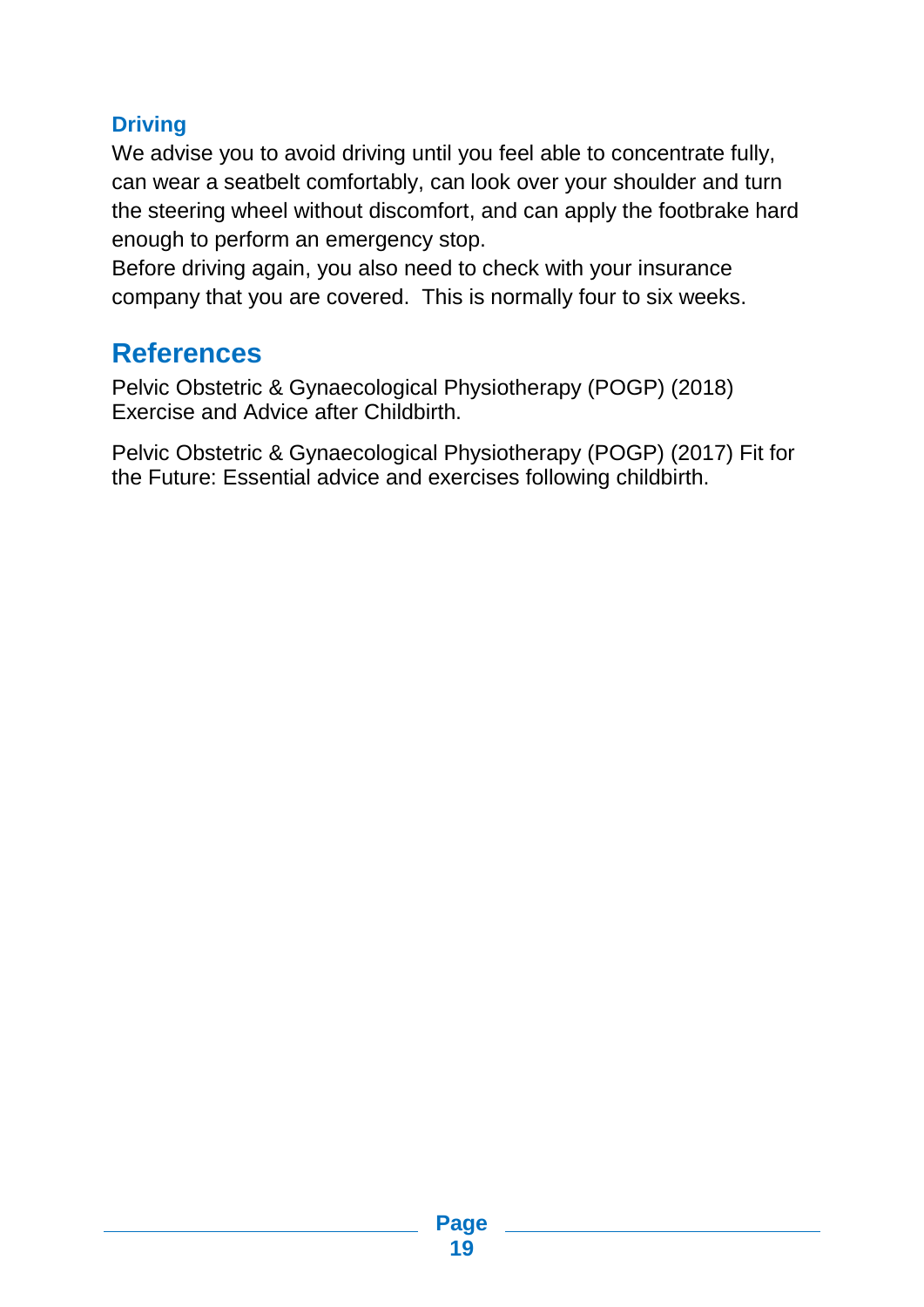### Driving

We advise you to avoid driving until you feel able to concentrate fully, can wear a seatbelt comfortably, can look over your shoulder and turn the steering wheel without discomfort, and can apply the footbrake hard enough to perform an emergency stop.

Before driving again, you also need to check with your insurance company that you are covered. This is normally four to six weeks.

## References

Pelvic Obstetric & Gynaecological Physiotherapy (POGP) (2018) Exercise and Advice after Childbirth.

Pelvic Obstetric & Gynaecological Physiotherapy (POGP) (2017) Fit for the Future: Essential advice and exercises following childbirth.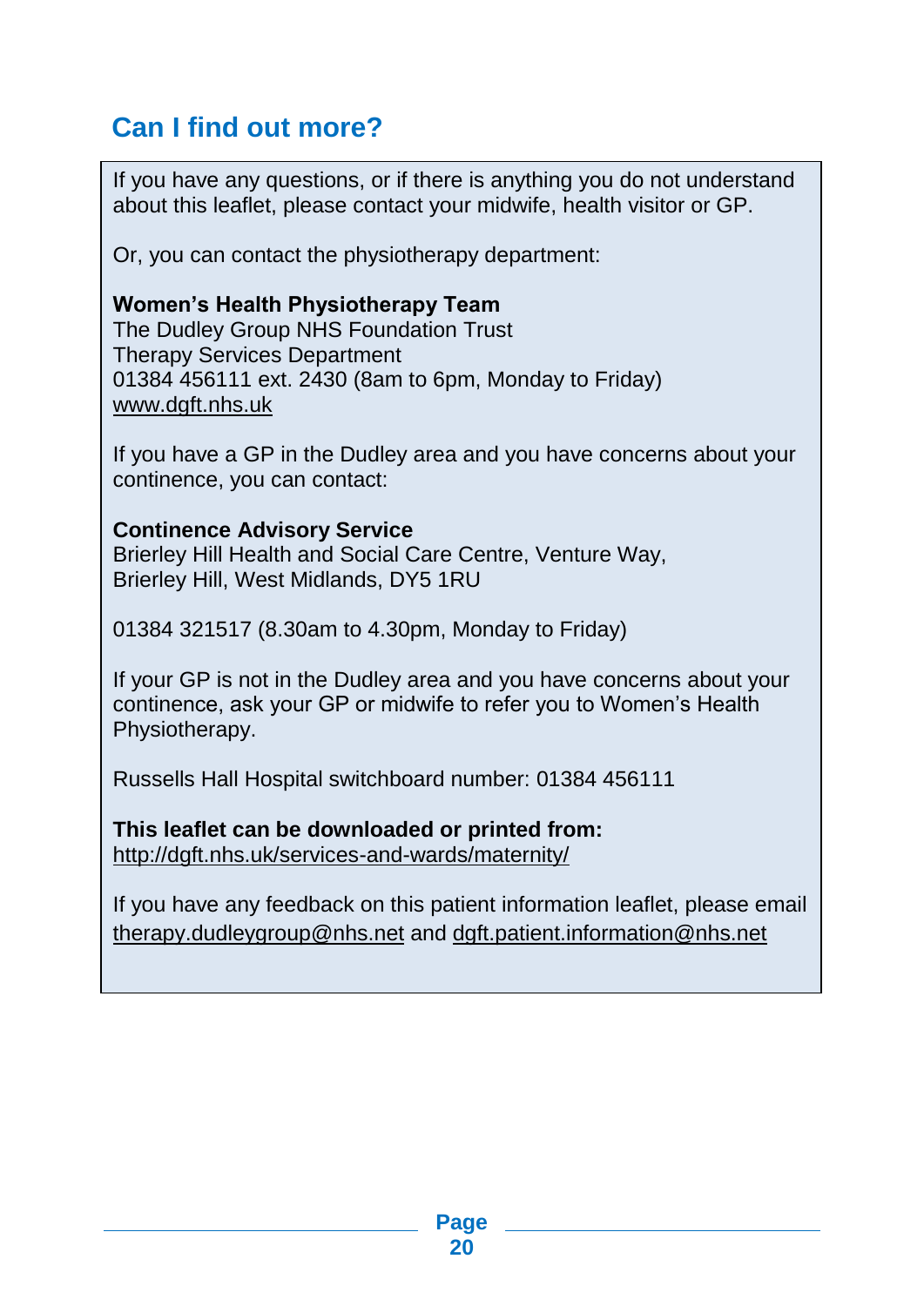## Can I find out more?

If you have any questions, or if there is anything you do not understand about this leaflet, please contact your midwife, health visitor or GP.

Or, you can contact the physiotherapy department:

**Women's Health Physiotherapy Team**
The Dudley Group NHS Foundation Trust
Therapy Services Department
01384 456111 ext. 2430 (8am to 6pm, Monday to Friday)
www.dgft.nhs.uk

If you have a GP in the Dudley area and you have concerns about your continence, you can contact:

**Continence Advisory Service**
Brierley Hill Health and Social Care Centre, Venture Way,
Brierley Hill, West Midlands, DY5 1RU

01384 321517 (8.30am to 4.30pm, Monday to Friday)

If your GP is not in the Dudley area and you have concerns about your continence, ask your GP or midwife to refer you to Women's Health Physiotherapy.

Russells Hall Hospital switchboard number: 01384 456111

**This leaflet can be downloaded or printed from:**
http://dgft.nhs.uk/services-and-wards/maternity/

If you have any feedback on this patient information leaflet, please email therapy.dudleygroup@nhs.net and dgft.patient.information@nhs.net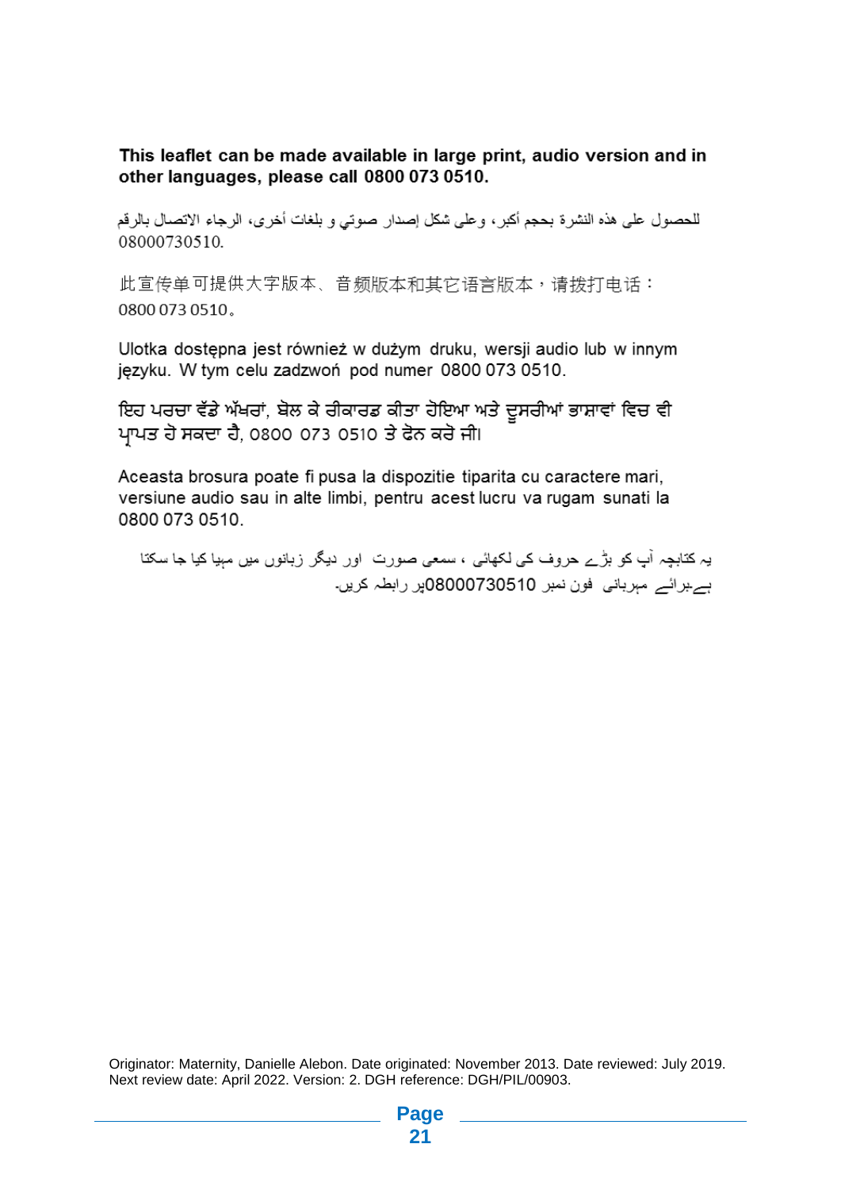**This leaflet can be made available in large print, audio version and in other languages, please call 0800 073 0510.**

للحصول على هذه النشرة بحجم أكبر، وعلى شكل إصدار صوتي و بلغات أخرى، الرجاء الاتصال بالرقم 08000730510.

此宣传单可提供大字版本、音频版本和其它语言版本，请拨打电话：0800 073 0510。

Ulotka dostępna jest również w dużym druku, wersji audio lub w innym języku. W tym celu zadzwoń pod numer 0800 073 0510.

ਇਹ ਪਰਚਾ ਵੱਡੇ ਅੱਖਰਾਂ, ਬੋਲ ਕੇ ਰੀਕਾਰਡ ਕੀਤਾ ਹੋਇਆ ਅਤੇ ਦੂਸਰੀਆਂ ਭਾਸ਼ਾਵਾਂ ਵਿਚ ਵੀ ਪ੍ਰਾਪਤ ਹੋ ਸਕਦਾ ਹੈ, 0800 073 0510 ਤੇ ਫੋਨ ਕਰੋ ਜੀ।

Aceasta brosura poate fi pusa la dispozitie tiparita cu caractere mari, versiune audio sau in alte limbi, pentru acest lucru va rugam sunati la 0800 073 0510.

یہ کتابچہ آپ کو بڑے حروف کی لکھائی ، سمعی صورت اور دیگر زبانوں میں مہیا کیا جا سکتا ہے۔برائے مہربانی فون نمبر 08000730510پر رابطہ کریں۔

Originator: Maternity, Danielle Alebon. Date originated: November 2013. Date reviewed: July 2019. Next review date: April 2022. Version: 2. DGH reference: DGH/PIL/00903.